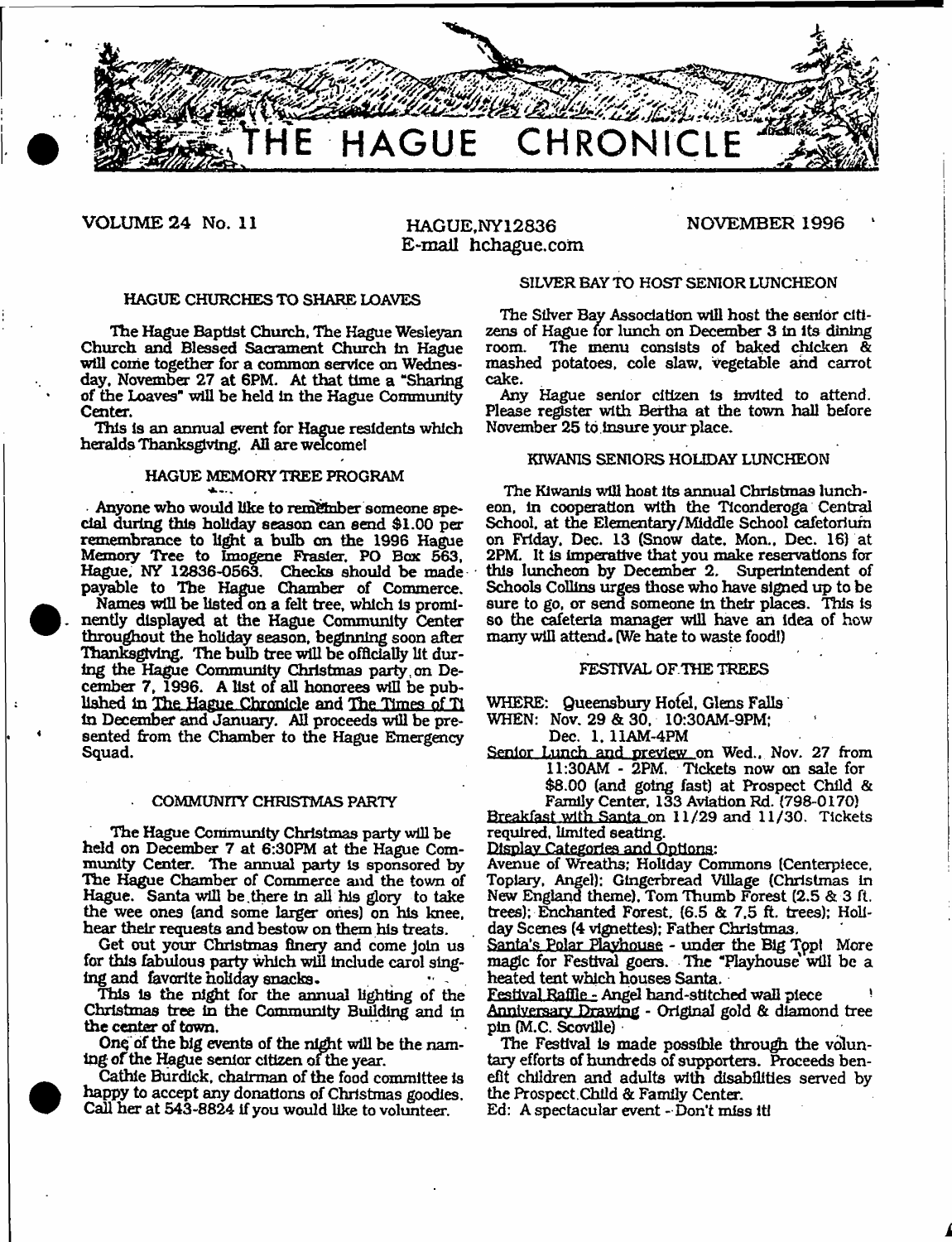# THE HAGUE CHRONICLE

VOLUME 24 No. 11 — HAGUE,NY12836 — NOVEMBER 1996

E-mail hchague.com

## HAGUE CHURCHES TO SHARE LOAVES

The Hague Baptist Church, The Hague Wesleyan Church and Blessed Sacrament Church in Hague will come together for a common service on Wednesday, November 27 at 6PM. At that time a "Sharing of the Loaves" will be held in the Hague Community Center.

This is an annual event for Hague residents which heralds Thanksgiving. All are welcome!

## HAGUE MEMORY TREE PROGRAM

Anyone who would like to remember someone special during this holiday season can send $1.00 per remembrance to light a bulb on the 1996 Hague Memory Tree to Imogene Frasier, PO Box 563, Hague, NY 12836-0563. Checks should be made payable to The Hague Chamber of Commerce.

Names will be listed on a felt tree, which is prominently displayed at the Hague Community Center throughout the holiday season, beginning soon after Thanksgiving. The bulb tree will be officially lit during the Hague Community Christmas party on December 7, 1996. A list of all honorees will be published in The Hague Chronicle and The Times of Ti in December and January. All proceeds will be presented from the Chamber to the Hague Emergency Squad.

## COMMUNITY CHRISTMAS PARTY

The Hague Community Christmas party will be held on December 7 at 6:30PM at the Hague Community Center. The annual party is sponsored by The Hague Chamber of Commerce and the town of Hague. Santa will be there in all his glory to take the wee ones (and some larger ones) on his knee, hear their requests and bestow on them his treats.

Get out your Christmas finery and come join us for this fabulous party which will include carol singing and favorite holiday snacks.

This is the night for the annual lighting of the Christmas tree in the Community Building and in the center of town.

One of the big events of the night will be the naming of the Hague senior citizen of the year.

Cathie Burdick, chairman of the food committee is happy to accept any donations of Christmas goodies. Call her at 543-8824 if you would like to volunteer.

## SILVER BAY TO HOST SENIOR LUNCHEON

The Silver Bay Association will host the senior citizens of Hague for lunch on December 3 in its dining room. The menu consists of baked chicken & mashed potatoes, cole slaw, vegetable and carrot cake.

Any Hague senior citizen is invited to attend. Please register with Bertha at the town hall before November 25 to insure your place.

## KIWANIS SENIORS HOLIDAY LUNCHEON

The Kiwanis will host its annual Christmas luncheon, in cooperation with the Ticonderoga Central School, at the Elementary/Middle School cafetorium on Friday, Dec. 13 (Snow date, Mon., Dec. 16) at 2PM. It is imperative that you make reservations for this luncheon by December 2. Superintendent of Schools Collins urges those who have signed up to be sure to go, or send someone in their places. This is so the cafeteria manager will have an idea of how many will attend. (We hate to waste food!)

## FESTIVAL OF THE TREES

WHERE: Queensbury Hotel, Glens Falls

WHEN: Nov. 29 & 30, 10:30AM-9PM;
Dec. 1, 11AM-4PM

Senior Lunch and preview on Wed., Nov. 27 from 11:30AM - 2PM. Tickets now on sale for $8.00 (and going fast) at Prospect Child & Family Center, 133 Aviation Rd. (798-0170)

Breakfast with Santa on 11/29 and 11/30. Tickets required, limited seating.

Display Categories and Options:

Avenue of Wreaths; Holiday Commons (Centerpiece, Topiary, Angel); Gingerbread Village (Christmas in New England theme), Tom Thumb Forest (2.5 & 3 ft. trees); Enchanted Forest, (6.5 & 7.5 ft. trees); Holiday Scenes (4 vignettes); Father Christmas.

Santa's Polar Playhouse - under the Big Top! More magic for Festival goers. The "Playhouse" will be a heated tent which houses Santa.

Festival Raffle - Angel hand-stitched wall piece

Anniversary Drawing - Original gold & diamond tree pin (M.C. Scoville)

The Festival is made possible through the voluntary efforts of hundreds of supporters. Proceeds benefit children and adults with disabilities served by the Prospect Child & Family Center.

Ed: A spectacular event - Don't miss it!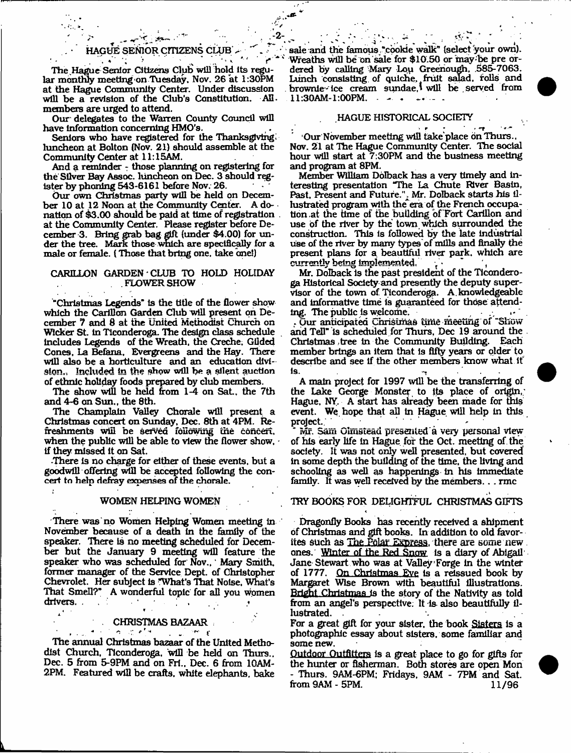## HAGUE SENIOR CITIZENS CLUB

The Hague Senior Citizens Club will hold its regular monthly meeting on Tuesday, Nov. 26 at 1:30PM at the Hague Community Center. Under discussion will be a revision of the Club's Constitution. All members are urged to attend.

Our delegates to the Warren County Council will have information concerning HMO's.

Seniors who have registered for the Thanksgiving luncheon at Bolton (Nov. 21) should assemble at the Community Center at 11:15AM.

And a reminder - those planning on registering for the Silver Bay Assoc. luncheon on Dec. 3 should register by phoning 543-6161 before Nov. 26.

Our own Christmas party will be held on December 10 at 12 Noon at the Community Center. A donation of $3.00 should be paid at time of registration at the Community Center. Please register before December 3. Bring grab bag gift (under $4.00) for under the tree. Mark those which are specifically for a male or female. (Those that bring one, take one!)

## CARILLON GARDEN CLUB TO HOLD HOLIDAY FLOWER SHOW

"Christmas Legends" is the title of the flower show which the Carillon Garden Club will present on December 7 and 8 at the United Methodist Church on Wicker St. in Ticonderoga. The design class schedule includes Legends of the Wreath, the Creche, Gilded Cones, La Befana, Evergreens and the Hay. There will also be a horticulture and an education division. Included in the show will be a silent auction of ethnic holiday foods prepared by club members.

The show will be held from 1-4 on Sat., the 7th and 4-6 on Sun., the 8th.

The Champlain Valley Chorale will present a Christmas concert on Sunday, Dec. 8th at 4PM. Refreshments will be served following the concert, when the public will be able to view the flower show, if they missed it on Sat.

There is no charge for either of these events, but a goodwill offering will be accepted following the concert to help defray expenses of the chorale.

## WOMEN HELPING WOMEN

There was no Women Helping Women meeting in November because of a death in the family of the speaker. There is no meeting scheduled for December but the January 9 meeting will feature the speaker who was scheduled for Nov., Mary Smith, former manager of the Service Dept. of Christopher Chevrolet. Her subject is "What's That Noise, What's That Smell?" A wonderful topic for all you women drivers.

## CHRISTMAS BAZAAR

The annual Christmas bazaar of the United Methodist Church, Ticonderoga, will be held on Thurs., Dec. 5 from 5-9PM and on Fri., Dec. 6 from 10AM-2PM. Featured will be crafts, white elephants, bake sale and the famous "cookie walk" (select your own). Wreaths will be on sale for $10.50 or may be pre ordered by calling Mary Lou Greenough, 585-7063. Lunch consisting of quiche, fruit salad, rolls and brownie-ice cream sundae, will be served from 11:30AM-1:00PM.

## HAGUE HISTORICAL SOCIETY

Our November meeting will take place on Thurs., Nov. 21 at The Hague Community Center. The social hour will start at 7:30PM and the business meeting and program at 8PM.

Member William Dolback has a very timely and interesting presentation "The La Chute River Basin, Past, Present and Future.". Mr. Dolback starts his illustrated program with the era of the French occupation at the time of the building of Fort Carillon and use of the river by the town which surrounded the construction. This is followed by the late industrial use of the river by many types of mills and finally the present plans for a beautiful river park, which are currently being implemented.

Mr. Dolback is the past president of the Ticonderoga Historical Society and presently the deputy supervisor of the town of Ticonderoga. A knowledgeable and informative time is guaranteed for those attending. The public is welcome.

Our anticipated Christmas time meeting of "Show and Tell" is scheduled for Thurs, Dec 19 around the Christmas tree in the Community Building. Each member brings an item that is fifty years or older to describe and see if the other members know what it is.

A main project for 1997 will be the transferring of the Lake George Monster to its place of origin, Hague, NY. A start has already been made for this event. We hope that all in Hague will help in this project.

Mr. Sam Olmstead presented a very personal view of his early life in Hague for the Oct. meeting of the society. It was not only well presented, but covered in some depth the building of the time, the living and schooling as well as happenings in his immediate family. It was well received by the members. . . rmc

## TRY BOOKS FOR DELIGHTFUL CHRISTMAS GIFTS

Dragonfly Books has recently received a shipment of Christmas and gift books. In addition to old favorites such as The Polar Express, there are some new ones. Winter of the Red Snow is a diary of Abigail Jane Stewart who was at Valley Forge in the winter of 1777. On Christmas Eve is a reissued book by Margaret Wise Brown with beautiful illustrations. Bright Christmas is the story of the Nativity as told from an angel's perspective. It is also beautifully illustrated.

For a great gift for your sister, the book Sisters is a photographic essay about sisters, some familiar and some new.

Outdoor Outfitters is a great place to go for gifts for the hunter or fisherman. Both stores are open Mon - Thurs. 9AM-6PM; Fridays, 9AM - 7PM and Sat. from 9AM - 5PM.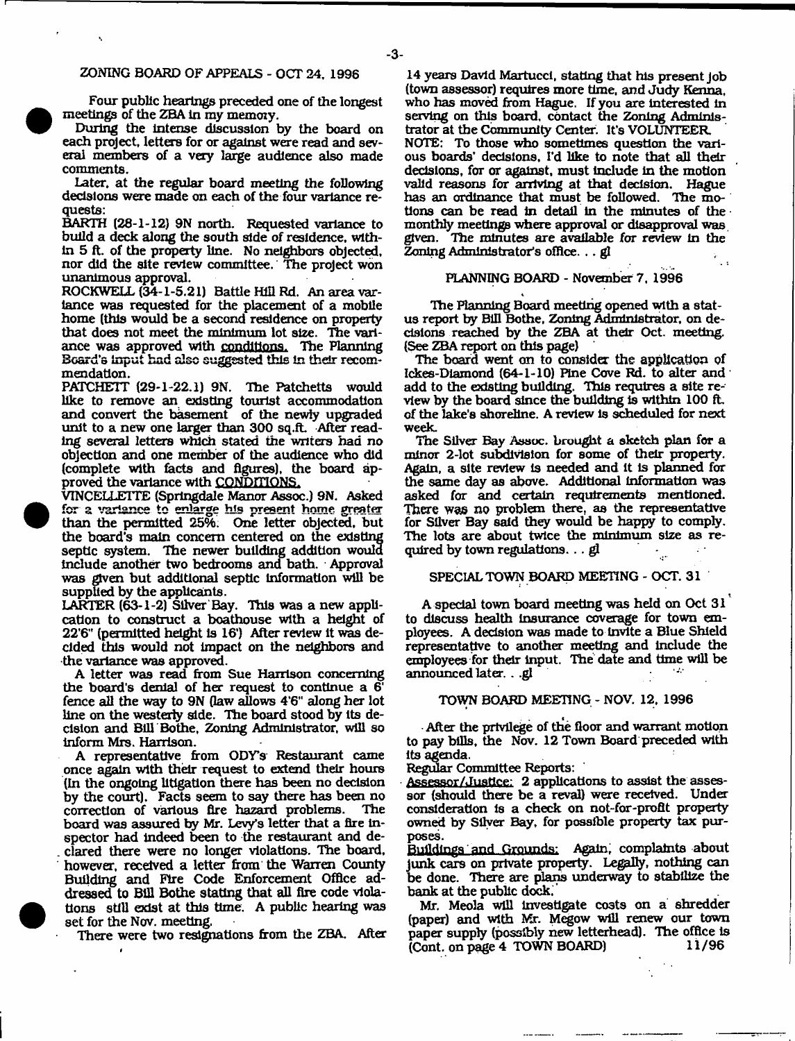## ZONING BOARD OF APPEALS - OCT 24, 1996

Four public hearings preceded one of the longest meetings of the ZBA in my memory.

During the intense discussion by the board on each project, letters for or against were read and several members of a very large audience also made comments.

Later, at the regular board meeting the following decisions were made on each of the four variance requests:

BARTH (28-1-12) 9N north. Requested variance to build a deck along the south side of residence, within 5 ft. of the property line. No neighbors objected, nor did the site review committee. The project won unanimous approval.

ROCKWELL (34-1-5.21) Battle Hill Rd. An area variance was requested for the placement of a mobile home (this would be a second residence on property that does not meet the minimum lot size. The variance was approved with conditions. The Planning Board's input had also suggested this in their recommendation.

PATCHETT (29-1-22.1) 9N. The Patchetts would like to remove an existing tourist accommodation and convert the basement of the newly upgraded unit to a new one larger than 300 sq.ft. After reading several letters which stated the writers had no objection and one member of the audience who did (complete with facts and figures), the board approved the variance with CONDITIONS.

VINCELLETTE (Springdale Manor Assoc.) 9N. Asked for a variance to enlarge his present home greater than the permitted 25%. One letter objected, but the board's main concern centered on the existing septic system. The newer building addition would include another two bedrooms and bath. Approval was given but additional septic information will be supplied by the applicants.

LARTER (63-1-2) Silver Bay. This was a new application to construct a boathouse with a height of 22'6" (permitted height is 16') After review it was decided this would not impact on the neighbors and the variance was approved.

A letter was read from Sue Harrison concerning the board's denial of her request to continue a 6' fence all the way to 9N (law allows 4'6" along her lot line on the westerly side. The board stood by its decision and Bill Bothe, Zoning Administrator, will so inform Mrs. Harrison.

A representative from ODY's Restaurant came once again with their request to extend their hours (in the ongoing litigation there has been no decision by the court). Facts seem to say there has been no correction of various fire hazard problems. The board was assured by Mr. Levy's letter that a fire inspector had indeed been to the restaurant and declared there were no longer violations. The board, however, received a letter from the Warren County Building and Fire Code Enforcement Office addressed to Bill Bothe stating that all fire code violations still exist at this time. A public hearing was set for the Nov. meeting.

There were two resignations from the ZBA. After 14 years David Martucci, stating that his present job (town assessor) requires more time, and Judy Kenna, who has moved from Hague. If you are interested in serving on this board, contact the Zoning Administrator at the Community Center. It's VOLUNTEER.

NOTE: To those who sometimes question the various boards' decisions, I'd like to note that all their decisions, for or against, must include in the motion valid reasons for arriving at that decision. Hague has an ordinance that must be followed. The motions can be read in detail in the minutes of the monthly meetings where approval or disapproval was given. The minutes are available for review in the Zoning Administrator's office. . . gl

## PLANNING BOARD - November 7, 1996

The Planning Board meeting opened with a status report by Bill Bothe, Zoning Administrator, on decisions reached by the ZBA at their Oct. meeting. (See ZBA report on this page)

The board went on to consider the application of Ickes-Diamond (64-1-10) Pine Cove Rd. to alter and add to the existing building. This requires a site review by the board since the building is within 100 ft. of the lake's shoreline. A review is scheduled for next week.

The Silver Bay Assoc. brought a sketch plan for a minor 2-lot subdivision for some of their property. Again, a site review is needed and it is planned for the same day as above. Additional information was asked for and certain requirements mentioned. There was no problem there, as the representative for Silver Bay said they would be happy to comply. The lots are about twice the minimum size as required by town regulations. . . gl

## SPECIAL TOWN BOARD MEETING - OCT. 31

A special town board meeting was held on Oct 31 to discuss health insurance coverage for town employees. A decision was made to invite a Blue Shield representative to another meeting and include the employees for their input. The date and time will be announced later. . .gl

## TOWN BOARD MEETING - NOV. 12, 1996

After the privilege of the floor and warrant motion to pay bills, the Nov. 12 Town Board preceded with its agenda.

Regular Committee Reports:

Assessor/Justice: 2 applications to assist the assessor (should there be a reval) were received. Under consideration is a check on not-for-profit property owned by Silver Bay, for possible property tax purposes.

Buildings and Grounds: Again, complaints about junk cars on private property. Legally, nothing can be done. There are plans underway to stabilize the bank at the public dock.

Mr. Meola will investigate costs on a shredder (paper) and with Mr. Megow will renew our town paper supply (possibly new letterhead). The office is (Cont. on page 4 TOWN BOARD)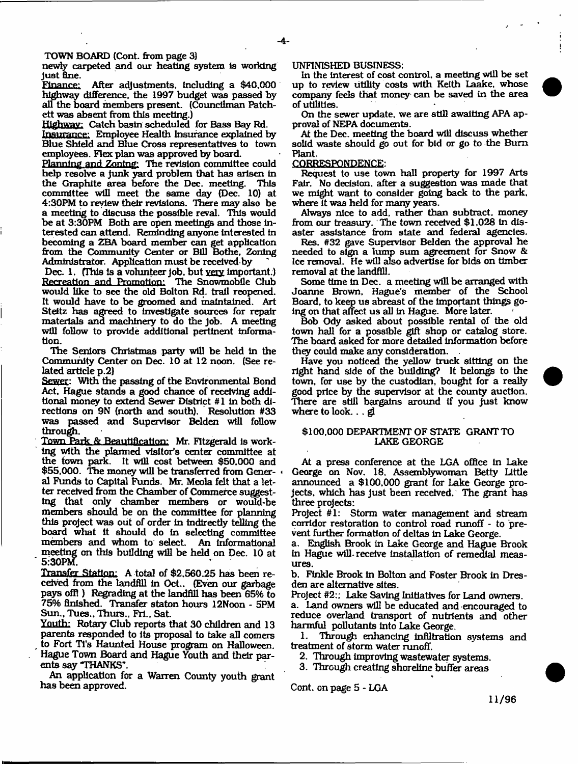TOWN BOARD (Cont. from page 3)

newly carpeted and our heating system is working just fine.

Finance: After adjustments, including a $40,000 highway difference, the 1997 budget was passed by all the board members present. (Councilman Patchett was absent from this meeting.)

Highway: Catch basin scheduled for Bass Bay Rd.

Insurance: Employee Health Insurance explained by Blue Shield and Blue Cross representatives to town employees. Flex plan was approved by board.

Planning and Zoning: The revision committee could help resolve a junk yard problem that has arisen in the Graphite area before the Dec. meeting. This committee will meet the same day (Dec. 10) at 4:30PM to review their revisions. There may also be a meeting to discuss the possible reval. This would be at 3:30PM Both are open meetings and those interested can attend. Reminding anyone interested in becoming a ZBA board member can get application from the Community Center or Bill Bothe, Zoning Administrator. Application must be received by Dec. 1. (This is a volunteer job, but very important.)

Recreation and Promotion: The Snowmobile Club would like to see the old Bolton Rd. trail reopened. It would have to be groomed and maintained. Art Steitz has agreed to investigate sources for repair materials and machinery to do the job. A meeting will follow to provide additional pertinent information.

The Seniors Christmas party will be held in the Community Center on Dec. 10 at 12 noon. (See related article p.2)

Sewer: With the passing of the Environmental Bond Act, Hague stands a good chance of receiving additional money to extend Sewer District #1 in both directions on 9N (north and south). Resolution #33 was passed and Supervisor Belden will follow through.

Town Park & Beautification: Mr. Fitzgerald is working with the planned visitor's center committee at the town park. It will cost between $50,000 and $55,000. The money will be transferred from General Funds to Capital Funds. Mr. Meola felt that a letter received from the Chamber of Commerce suggesting that only chamber members or would-be members should be on the committee for planning this project was out of order in indirectly telling the board what it should do in selecting committee members and whom to select. An informational meeting on this building will be held on Dec. 10 at 5:30PM.

Transfer Station: A total of $2,560.25 has been received from the landfill in Oct.. (Even our garbage pays off! ) Regrading at the landfill has been 65% to 75% finished. Transfer staton hours 12Noon - 5PM Sun., Tues., Thurs., Fri., Sat.

Youth: Rotary Club reports that 30 children and 13 parents responded to its proposal to take all comers to Fort Ti's Haunted House program on Halloween. Hague Town Board and Hague Youth and their parents say "THANKS".

An application for a Warren County youth grant has been approved.

UNFINISHED BUSINESS:

In the interest of cost control, a meeting will be set up to review utility costs with Keith Laake, whose company feels that money can be saved in the area of utilities.

On the sewer update, we are still awaiting APA approval of NEPA documents.

At the Dec. meeting the board will discuss whether solid waste should go out for bid or go to the Burn Plant.

CORRESPONDENCE:

Request to use town hall property for 1997 Arts Fair. No decision, after a suggestion was made that we might want to consider going back to the park, where it was held for many years.

Always nice to add, rather than subtract, money from our treasury. The town received $1,028 in disaster assistance from state and federal agencies.

Res. #32 gave Supervisor Belden the approval he needed to sign a lump sum agreement for Snow & Ice removal. He will also advertise for bids on timber removal at the landfill.

Some time in Dec. a meeting will be arranged with Joanne Brown, Hague's member of the School Board, to keep us abreast of the important things going on that affect us all in Hague. More later.

Bob Ody asked about possible rental of the old town hall for a possible gift shop or catalog store. The board asked for more detailed information before they could make any consideration.

Have you noticed the yellow truck sitting on the right hand side of the building? It belongs to the town, for use by the custodian, bought for a really good price by the supervisor at the county auction. There are still bargains around if you just know where to look. . . gl

## $100,000 DEPARTMENT OF STATE GRANT TO LAKE GEORGE

At a press conference at the LGA office in Lake George on Nov. 18, Assemblywoman Betty Little announced a $100,000 grant for Lake George projects, which has just been received. The grant has three projects:

Project #1: Storm water management and stream corridor restoration to control road runoff - to prevent further formation of deltas in Lake George.

a. English Brook in Lake George and Hague Brook in Hague will receive installation of remedial measures.

b. Finkle Brook in Bolton and Foster Brook in Dresden are alternative sites.

Project #2:; Lake Saving Initiatives for Land owners.

a. Land owners will be educated and encouraged to reduce overland transport of nutrients and other harmful pollutants into Lake George.

1. Through enhancing infiltration systems and treatment of storm water runoff.
2. Through improving wastewater systems.
3. Through creating shoreline buffer areas

Cont. on page 5 - LGA

11/96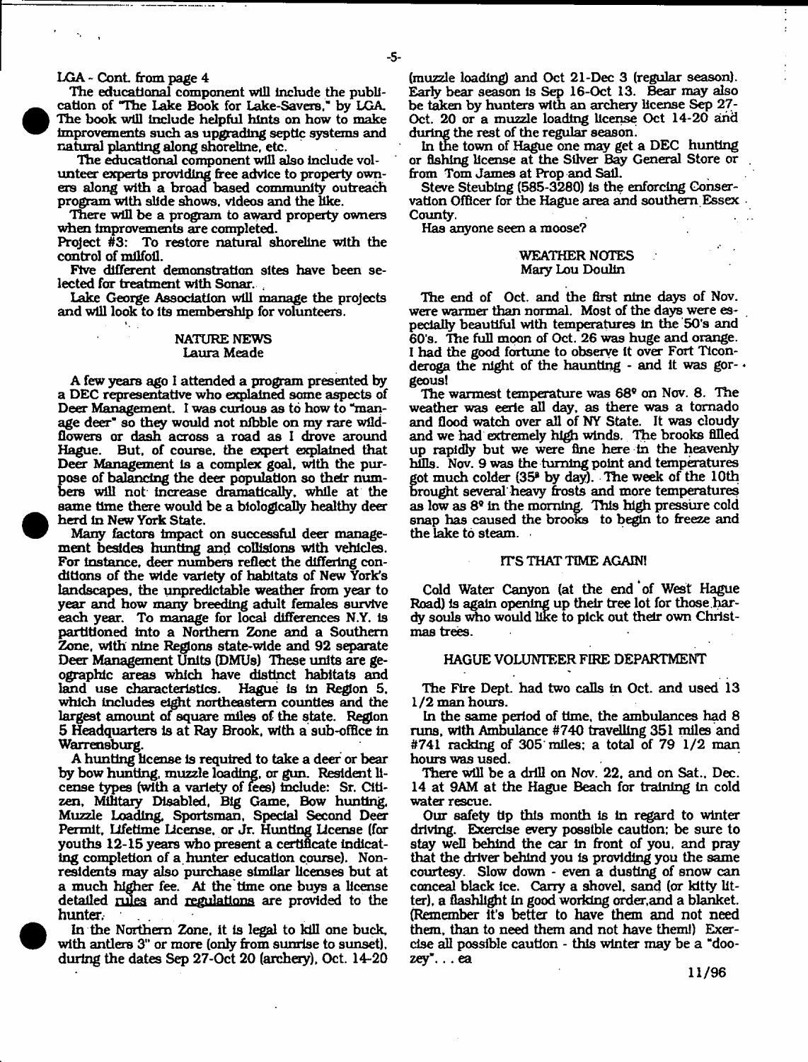LGA - Cont. from page 4

The educational component will include the publication of "The Lake Book for Lake-Savers," by LGA. The book will include helpful hints on how to make improvements such as upgrading septic systems and natural planting along shoreline, etc.

The educational component will also include volunteer experts providing free advice to property owners along with a broad based community outreach program with slide shows, videos and the like.

There will be a program to award property owners when improvements are completed.

Project #3: To restore natural shoreline with the control of milfoil.

Five different demonstration sites have been selected for treatment with Sonar.

Lake George Association will manage the projects and will look to its membership for volunteers.

## NATURE NEWS
Laura Meade

A few years ago I attended a program presented by a DEC representative who explained some aspects of Deer Management. I was curious as to how to "manage deer" so they would not nibble on my rare wildflowers or dash across a road as I drove around Hague. But, of course, the expert explained that Deer Management is a complex goal, with the purpose of balancing the deer population so their numbers will not increase dramatically, while at the same time there would be a biologically healthy deer herd in New York State.

Many factors impact on successful deer management besides hunting and collisions with vehicles. For instance, deer numbers reflect the differing conditions of the wide variety of habitats of New York's landscapes, the unpredictable weather from year to year and how many breeding adult females survive each year. To manage for local differences N.Y. is partitioned into a Northern Zone and a Southern Zone, with nine Regions state-wide and 92 separate Deer Management Units (DMUs) These units are geographic areas which have distinct habitats and land use characteristics. Hague is in Region 5, which includes eight northeastern counties and the largest amount of square miles of the state. Region 5 Headquarters is at Ray Brook, with a sub-office in Warrensburg.

A hunting license is required to take a deer or bear by bow hunting, muzzle loading, or gun. Resident license types (with a variety of fees) include: Sr. Citizen, Military Disabled, Big Game, Bow hunting, Muzzle Loading, Sportsman, Special Second Deer Permit, Lifetime License, or Jr. Hunting License (for youths 12-15 years who present a certificate indicating completion of a hunter education course). Nonresidents may also purchase similar licenses but at a much higher fee. At the time one buys a license detailed rules and regulations are provided to the hunter.

In the Northern Zone, it is legal to kill one buck, with antlers 3" or more (only from sunrise to sunset), during the dates Sep 27-Oct 20 (archery), Oct. 14-20 (muzzle loading) and Oct 21-Dec 3 (regular season). Early bear season is Sep 16-Oct 13. Bear may also be taken by hunters with an archery license Sep 27-Oct. 20 or a muzzle loading license Oct 14-20 and during the rest of the regular season.

In the town of Hague one may get a DEC hunting or fishing license at the Silver Bay General Store or from Tom James at Prop and Sail.

Steve Steubing (585-3280) is the enforcing Conservation Officer for the Hague area and southern Essex County.

Has anyone seen a moose?

## WEATHER NOTES
Mary Lou Doulin

The end of Oct. and the first nine days of Nov. were warmer than normal. Most of the days were especially beautiful with temperatures in the 50's and 60's. The full moon of Oct. 26 was huge and orange. I had the good fortune to observe it over Fort Ticonderoga the night of the haunting - and it was gorgeous!

The warmest temperature was 68° on Nov. 8. The weather was eerie all day, as there was a tornado and flood watch over all of NY State. It was cloudy and we had extremely high winds. The brooks filled up rapidly but we were fine here in the heavenly hills. Nov. 9 was the turning point and temperatures got much colder (35° by day). The week of the 10th brought several heavy frosts and more temperatures as low as 8° in the morning. This high pressure cold snap has caused the brooks to begin to freeze and the lake to steam.

## IT'S THAT TIME AGAIN!

Cold Water Canyon (at the end of West Hague Road) is again opening up their tree lot for those hardy souls who would like to pick out their own Christmas trees.

## HAGUE VOLUNTEER FIRE DEPARTMENT

The Fire Dept. had two calls in Oct. and used 13 1/2 man hours.

In the same period of time, the ambulances had 8 runs, with Ambulance #740 travelling 351 miles and #741 racking of 305 miles; a total of 79 1/2 man hours was used.

There will be a drill on Nov. 22, and on Sat., Dec. 14 at 9AM at the Hague Beach for training in cold water rescue.

Our safety tip this month is in regard to winter driving. Exercise every possible caution; be sure to stay well behind the car in front of you, and pray that the driver behind you is providing you the same courtesy. Slow down - even a dusting of snow can conceal black ice. Carry a shovel, sand (or kitty litter), a flashlight in good working order,and a blanket. (Remember it's better to have them and not need them, than to need them and not have them!) Exercise all possible caution - this winter may be a "doozey"... ea

11/96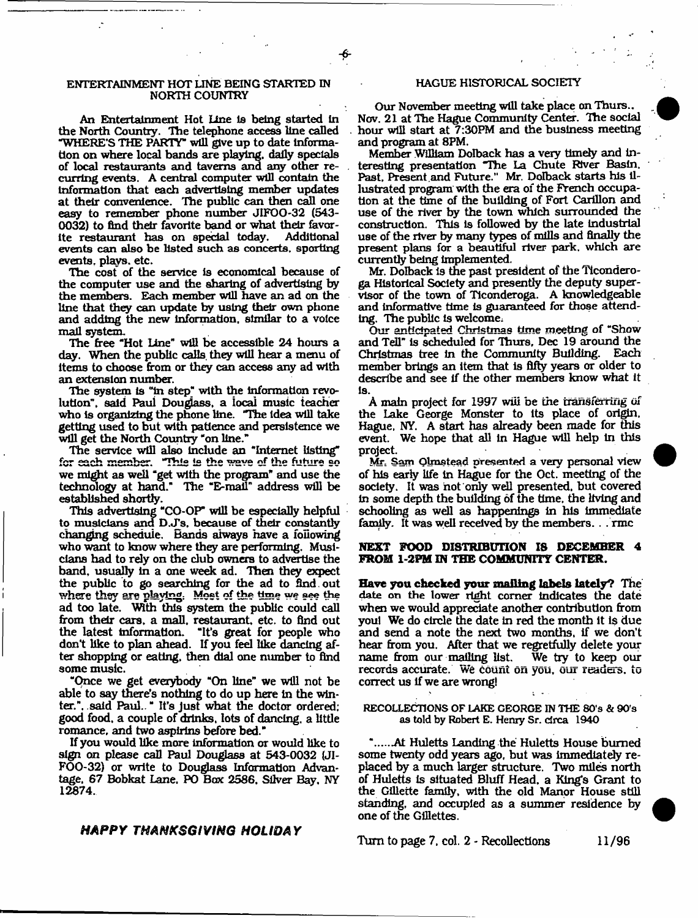## ENTERTAINMENT HOT LINE BEING STARTED IN NORTH COUNTRY

An Entertainment Hot Line is being started in the North Country. The telephone access line called "WHERE'S THE PARTY" will give up to date information on where local bands are playing, daily specials of local restaurants and taverns and any other recurring events. A central computer will contain the information that each advertising member updates at their convenience. The public can then call one easy to remember phone number JIFOO-32 (543-0032) to find their favorite band or what their favorite restaurant has on special today. Additional events can also be listed such as concerts, sporting events, plays, etc.

The cost of the service is economical because of the computer use and the sharing of advertising by the members. Each member will have an ad on the line that they can update by using their own phone and adding the new information, similar to a voice mail system.

The free "Hot Line" will be accessible 24 hours a day. When the public calls they will hear a menu of items to choose from or they can access any ad with an extension number.

The system is "in step" with the information revolution", said Paul Douglass, a local music teacher who is organizing the phone line. "The idea will take getting used to but with patience and persistence we will get the North Country "on line."

The service will also include an "Internet listing" for each member. "This is the wave of the future so we might as well "get with the program" and use the technology at hand." The "E-mail" address will be established shortly.

This advertising "CO-OP" will be especially helpful to musicians and D.J's. because of their constantly changing schedule. Bands always have a following who want to know where they are performing. Musicians had to rely on the club owners to advertise the band, usually in a one week ad. Then they expect the public to go searching for the ad to find out where they are playing. Most of the time we see the ad too late. With this system the public could call from their cars, a mall, restaurant, etc. to find out the latest information. "It's great for people who don't like to plan ahead. If you feel like dancing after shopping or eating, then dial one number to find some music.

"Once we get everybody "On line" we will not be able to say there's nothing to do up here in the winter.", said Paul.. " It's just what the doctor ordered: good food, a couple of drinks, lots of dancing, a little romance, and two aspirins before bed."

If you would like more information or would like to sign on please call Paul Douglass at 543-0032 (JIFOO-32) or write to Douglass Information Advantage, 67 Bobkat Lane, PO Box 2586, Silver Bay, NY 12874.

***HAPPY THANKSGIVING HOLIDAY***

## HAGUE HISTORICAL SOCIETY

Our November meeting will take place on Thurs., Nov. 21 at The Hague Community Center. The social hour will start at 7:30PM and the business meeting and program at 8PM.

Member William Dolback has a very timely and interesting presentation "The La Chute River Basin, Past, Present and Future." Mr. Dolback starts his illustrated program with the era of the French occupation at the time of the building of Fort Carillon and use of the river by the town which surrounded the construction. This is followed by the late industrial use of the river by many types of mills and finally the present plans for a beautiful river park, which are currently being implemented.

Mr. Dolback is the past president of the Ticonderoga Historical Society and presently the deputy supervisor of the town of Ticonderoga. A knowledgeable and informative time is guaranteed for those attending. The public is welcome.

Our anticipated Christmas time meeting of "Show and Tell" is scheduled for Thurs, Dec 19 around the Christmas tree in the Community Building. Each member brings an item that is fifty years or older to describe and see if the other members know what it is.

A main project for 1997 will be the transferring of the Lake George Monster to its place of origin, Hague, NY. A start has already been made for this event. We hope that all in Hague will help in this project.

Mr. Sam Olmstead presented a very personal view of his early life in Hague for the Oct. meeting of the society. It was not only well presented, but covered in some depth the building of the time, the living and schooling as well as happenings in his immediate family. It was well received by the members. . . rmc

**NEXT FOOD DISTRIBUTION IS DECEMBER 4 FROM 1-2PM IN THE COMMUNITY CENTER.**

**Have you checked your mailing labels lately?** The date on the lower right corner indicates the date when we would appreciate another contribution from you! We do circle the date in red the month it is due and send a note the next two months, if we don't hear from you. After that we regretfully delete your name from our mailing list. We try to keep our records accurate. We count on you, our readers, to correct us if we are wrong!

### RECOLLECTIONS OF LAKE GEORGE IN THE 80's & 90's as told by Robert E. Henry Sr. circa 1940

".....At Huletts Landing the Huletts House burned some twenty odd years ago, but was immediately replaced by a much larger structure. Two miles north of Huletts is situated Bluff Head, a King's Grant to the Gillette family, with the old Manor House still standing, and occupied as a summer residence by one of the Gillettes.

Turn to page 7, col. 2 - Recollections

11/96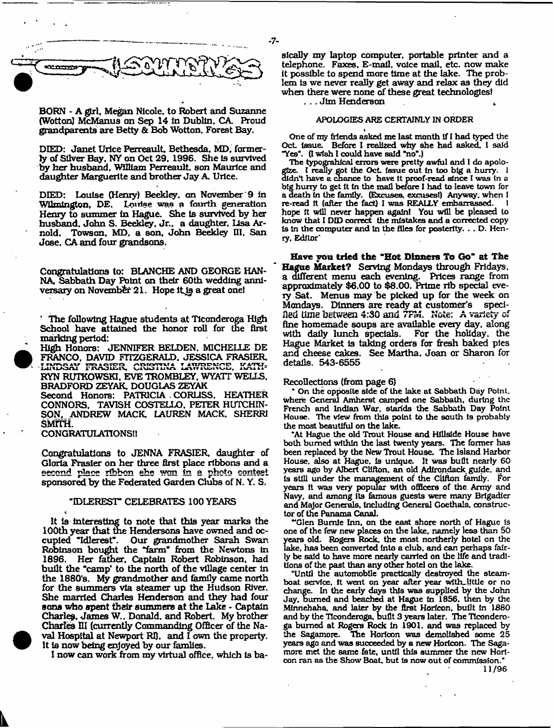# SOUNDINGS

BORN - A girl, Megan Nicole, to Robert and Suzanne (Wotton) McManus on Sep 14 in Dublin, CA. Proud grandparents are Betty & Bob Wotton, Forest Bay.

DIED: Janet Urice Perreault, Bethesda, MD, formerly of Silver Bay, NY on Oct 29, 1996. She is survived by her husband, William Perreault, son Maurice and daughter Marguerite and brother Jay A. Urice.

DIED: Louise (Henry) Beekley, on November 9 in Wilmington, DE. Louise was a fourth generation Henry to summer in Hague. She is survived by her husband, John S. Beekley, Jr., a daughter, Lisa Arnold, Towson, MD, a son, John Beekley III, San Jose, CA and four grandsons.

Congratulations to: BLANCHE AND GEORGE HANNA, Sabbath Day Point on their 60th wedding anniversary on November 21. Hope it is a great one!

The following Hague students at Ticonderoga High School have attained the honor roll for the first marking period:

High Honors: JENNIFER BELDEN, MICHELLE DE FRANCO, DAVID FITZGERALD, JESSICA FRASIER, LINDSAY FRASIER, CRISTINA LAWRENCE, KATHRYN RUTKOWSKI, EVE TROMBLEY, WYATT WELLS, BRADFORD ZEYAK, DOUGLAS ZEYAK

Second Honors: PATRICIA CORLISS, HEATHER CONNORS, TAVISH COSTELLO, PETER HUTCHINSON, ANDREW MACK, LAUREN MACK, SHERRI SMITH.

CONGRATULATIONS!!

Congratulations to JENNA FRASIER, daughter of Gloria Frasier on her three first place ribbons and a second place ribbon she won in a photo contest sponsored by the Federated Garden Clubs of N. Y. S.

## "IDLEREST" CELEBRATES 100 YEARS

It is interesting to note that this year marks the 100th year that the Hendersons have owned and occupied "Idlerest". Our grandmother Sarah Swan Robinson bought the "farm" from the Newtons in 1896. Her father, Captain Robert Robinson, had built the "camp' to the north of the village center in the 1880's. My grandmother and family came north for the summers via steamer up the Hudson River. She married Charles Henderson and they had four sons who spent their summers at the Lake - Captain Charles, James W., Donald, and Robert. My brother Charles III (currently Commanding Officer of the Naval Hospital at Newport RI), and I own the property. It is now being enjoyed by our families.

I now can work from my virtual office, which is basically my laptop computer, portable printer and a telephone. Faxes, E-mail, voice mail, etc. now make it possible to spend more time at the lake. The problem is we never really get away and relax as they did when there were none of these great technologies!

... Jim Henderson

## APOLOGIES ARE CERTAINLY IN ORDER

One of my friends asked me last month if I had typed the Oct. issue. Before I realized why she had asked, I said "Yes". (I wish I could have said "no".)

The typograhical errors were pretty awful and I do apologize. I really got the Oct. issue out in too big a hurry. I didn't have a chance to have it proof-read since I was in a big hurry to get it in the mail before I had to leave town for a death in the family. (Excuses, excuses!) Anyway, when I re-read it (after the fact) I was REALLY embarrassed. I hope it will never happen again! You will be pleased to know that I DID correct the mistakes and a corrected copy is in the computer and in the files for posterity. . . D. Henry, Editor

**Have you tried the "Hot Dinners To Go" at The Hague Market?** Serving Mondays through Fridays, a different menu each evening. Prices range from approximately $6.00 to $8.00. Prime rib special every Sat. Menus may be picked up for the week on Mondays. Dinners are ready at customer's specified time between 4:30 and 7PM. Note: A variety of fine homemade soups are available every day, along with daily lunch specials. For the holiday, the Hague Market is taking orders for fresh baked pies and cheese cakes. See Martha, Joan or Sharon for details. 543-6555

Recollections (from page 6)

" On the opposite side of the lake at Sabbath Day Point, where General Amherst camped one Sabbath, during the French and Indian War, stands the Sabbath Day Point House. The view from this point to the south is probably the most beautiful on the lake.

"At Hague the old Trout House and Hillside House have both burned within the last twenty years. The former has been replaced by the New Trout House. The Island Harbor House, also at Hague, is unique. It was built nearly 60 years ago by Albert Clifton, an old Adirondack guide, and is still under the management of the Clifton family. For years it was very popular with officers of the Army and Navy, and among its famous guests were many Brigadier and Major Generals, including General Goethals, constructor of the Panama Canal.

"Glen Burnie Inn, on the east shore north of Hague is one of the few new places on the lake, namely less than 50 years old. Rogers Rock, the most northerly hotel on the lake, has been converted into a club, and can perhaps fairly be said to have more nearly carried on the life and traditions of the past than any other hotel on the lake.

"Until the automobile practically destroyed the steamboat service, it went on year after year with little or no change. In the early days this was supplied by the John Jay, burned and beached at Hague in 1856, then by the Minnehaha, and later by the first Horicon, built in 1880 and by the Ticonderoga, built 3 years later. The Ticonderoga burned at Rogers Rock in 1901, and was replaced by the Sagamore. The Horicon was demolished some 25 years ago and was succeeded by a new Horicon. The Sagamore met the same fate, until this summer the new Horicon ran as the Show Boat, but is now out of commission."

11/96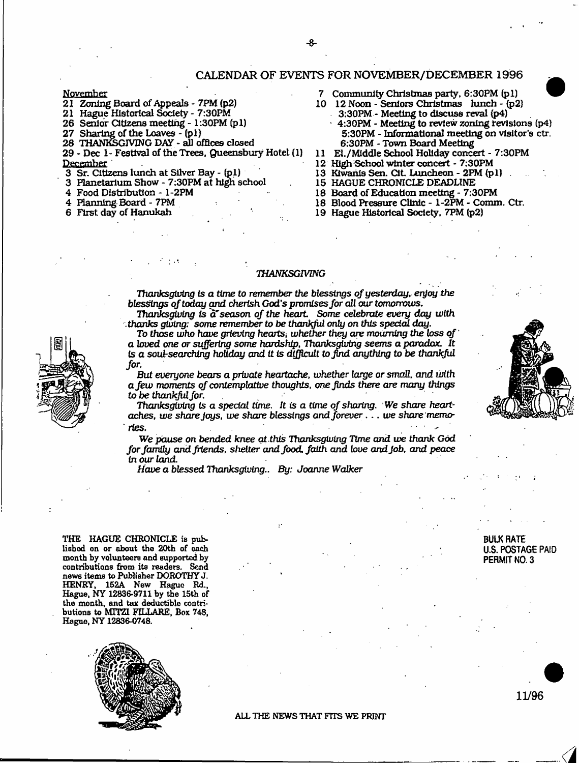## CALENDAR OF EVENTS FOR NOVEMBER/DECEMBER 1996

November
- 21 Zoning Board of Appeals - 7PM (p2)
- 21 Hague Historical Society - 7:30PM
- 26 Senior Citizens meeting - 1:30PM (p1)
- 27 Sharing of the Loaves - (p1)
- 28 THANKSGIVING DAY - all offices closed
- 29 - Dec 1- Festival of the Trees, Queensbury Hotel (1)

December
- 3 Sr. Citizens lunch at Silver Bay - (p1)
- 3 Planetarium Show - 7:30PM at high school
- 4 Food Distribution - 1-2PM
- 4 Planning Board - 7PM
- 6 First day of Hanukah
- 7 Community Christmas party, 6:30PM (p1)
- 10 12 Noon - Seniors Christmas lunch - (p2)
  - 3:30PM - Meeting to discuss reval (p4)
  - 4:30PM - Meeting to review zoning revisions (p4)
  - 5:30PM - Informational meeting on visitor's ctr.
  - 6:30PM - Town Board Meeting
- 11 El./Middle School Holiday concert - 7:30PM
- 12 High School winter concert - 7:30PM
- 13 Kiwanis Sen. Cit. Luncheon - 2PM (p1)
- 15 HAGUE CHRONICLE DEADLINE
- 18 Board of Education meeting - 7:30PM
- 18 Blood Pressure Clinic - 1-2PM - Comm. Ctr.
- 19 Hague Historical Society, 7PM (p2)

### *THANKSGIVING*

*Thanksgiving is a time to remember the blessings of yesterday, enjoy the blessings of today and cherish God's promises for all our tomorrows.*

*Thanksgiving is a season of the heart. Some celebrate every day with thanks giving: some remember to be thankful only on this special day.*

*To those who have grieving hearts, whether they are mourning the loss of a loved one or suffering some hardship, Thanksgiving seems a paradox. It is a soul-searching holiday and it is difficult to find anything to be thankful for.*

*But everyone bears a private heartache, whether large or small, and with a few moments of contemplative thoughts, one finds there are many things to be thankful for.*

*Thanksgiving is a special time. It is a time of sharing. We share heartaches, we share joys, we share blessings and forever . . . we share memories.*

*We pause on bended knee at this Thanksgiving Time and we thank God for family and friends, shelter and food, faith and love and job, and peace in our land.*

*Have a blessed Thanksgiving.. By: Joanne Walker*

THE HAGUE CHRONICLE is published on or about the 20th of each month by volunteers and supported by contributions from its readers. Send news items to Publisher DOROTHY J. HENRY, 152A New Hague Rd., Hague, NY 12836-9711 by the 15th of the month, and tax deductible contributions to MITZI FILLARE, Box 748, Hague, NY 12836-0748.

BULK RATE
U.S. POSTAGE PAID
PERMIT NO. 3

11/96

ALL THE NEWS THAT FITS WE PRINT